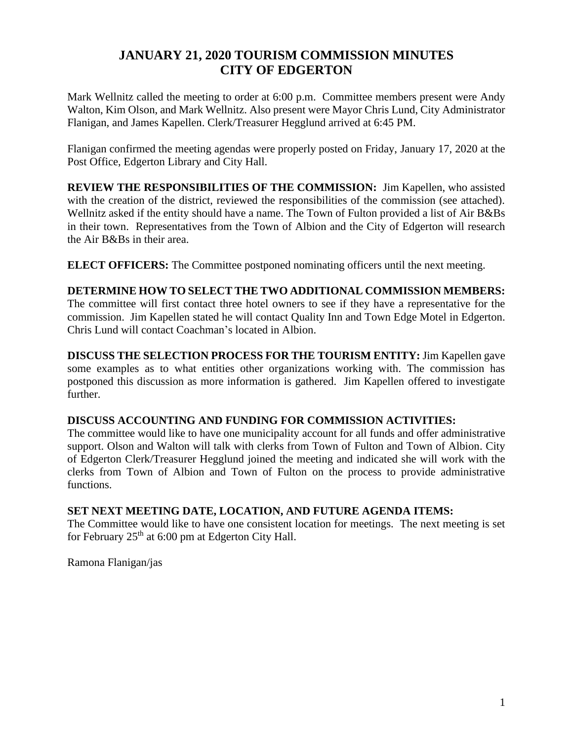# JANUARY 21, 2020 TOURISM COMMISSION MINUTES
# CITY OF EDGERTON

Mark Wellnitz called the meeting to order at 6:00 p.m. Committee members present were Andy Walton, Kim Olson, and Mark Wellnitz. Also present were Mayor Chris Lund, City Administrator Flanigan, and James Kapellen. Clerk/Treasurer Hegglund arrived at 6:45 PM.

Flanigan confirmed the meeting agendas were properly posted on Friday, January 17, 2020 at the Post Office, Edgerton Library and City Hall.

**REVIEW THE RESPONSIBILITIES OF THE COMMISSION:** Jim Kapellen, who assisted with the creation of the district, reviewed the responsibilities of the commission (see attached). Wellnitz asked if the entity should have a name. The Town of Fulton provided a list of Air B&Bs in their town. Representatives from the Town of Albion and the City of Edgerton will research the Air B&Bs in their area.

**ELECT OFFICERS:** The Committee postponed nominating officers until the next meeting.

**DETERMINE HOW TO SELECT THE TWO ADDITIONAL COMMISSION MEMBERS:** The committee will first contact three hotel owners to see if they have a representative for the commission. Jim Kapellen stated he will contact Quality Inn and Town Edge Motel in Edgerton. Chris Lund will contact Coachman's located in Albion.

**DISCUSS THE SELECTION PROCESS FOR THE TOURISM ENTITY:** Jim Kapellen gave some examples as to what entities other organizations working with. The commission has postponed this discussion as more information is gathered. Jim Kapellen offered to investigate further.

**DISCUSS ACCOUNTING AND FUNDING FOR COMMISSION ACTIVITIES:**
The committee would like to have one municipality account for all funds and offer administrative support. Olson and Walton will talk with clerks from Town of Fulton and Town of Albion. City of Edgerton Clerk/Treasurer Hegglund joined the meeting and indicated she will work with the clerks from Town of Albion and Town of Fulton on the process to provide administrative functions.

**SET NEXT MEETING DATE, LOCATION, AND FUTURE AGENDA ITEMS:**
The Committee would like to have one consistent location for meetings. The next meeting is set for February 25th at 6:00 pm at Edgerton City Hall.

Ramona Flanigan/jas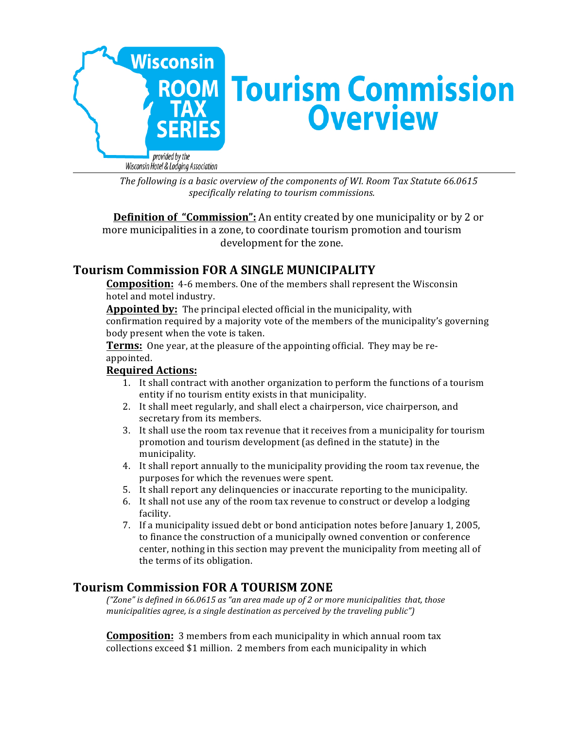# Tourism Commission Overview

*Wisconsin ROOM TAX SERIES provided by the Wisconsin Hotel & Lodging Association*

*The following is a basic overview of the components of WI. Room Tax Statute 66.0615 specifically relating to tourism commissions.*

**Definition of "Commission":** An entity created by one municipality or by 2 or more municipalities in a zone, to coordinate tourism promotion and tourism development for the zone.

## Tourism Commission FOR A SINGLE MUNICIPALITY

**Composition:** 4-6 members. One of the members shall represent the Wisconsin hotel and motel industry.

**Appointed by:** The principal elected official in the municipality, with confirmation required by a majority vote of the members of the municipality's governing body present when the vote is taken.

**Terms:** One year, at the pleasure of the appointing official. They may be re-appointed.

**Required Actions:**

1. It shall contract with another organization to perform the functions of a tourism entity if no tourism entity exists in that municipality.
2. It shall meet regularly, and shall elect a chairperson, vice chairperson, and secretary from its members.
3. It shall use the room tax revenue that it receives from a municipality for tourism promotion and tourism development (as defined in the statute) in the municipality.
4. It shall report annually to the municipality providing the room tax revenue, the purposes for which the revenues were spent.
5. It shall report any delinquencies or inaccurate reporting to the municipality.
6. It shall not use any of the room tax revenue to construct or develop a lodging facility.
7. If a municipality issued debt or bond anticipation notes before January 1, 2005, to finance the construction of a municipally owned convention or conference center, nothing in this section may prevent the municipality from meeting all of the terms of its obligation.

## Tourism Commission FOR A TOURISM ZONE

*("Zone" is defined in 66.0615 as "an area made up of 2 or more municipalities that, those municipalities agree, is a single destination as perceived by the traveling public")*

**Composition:** 3 members from each municipality in which annual room tax collections exceed $1 million. 2 members from each municipality in which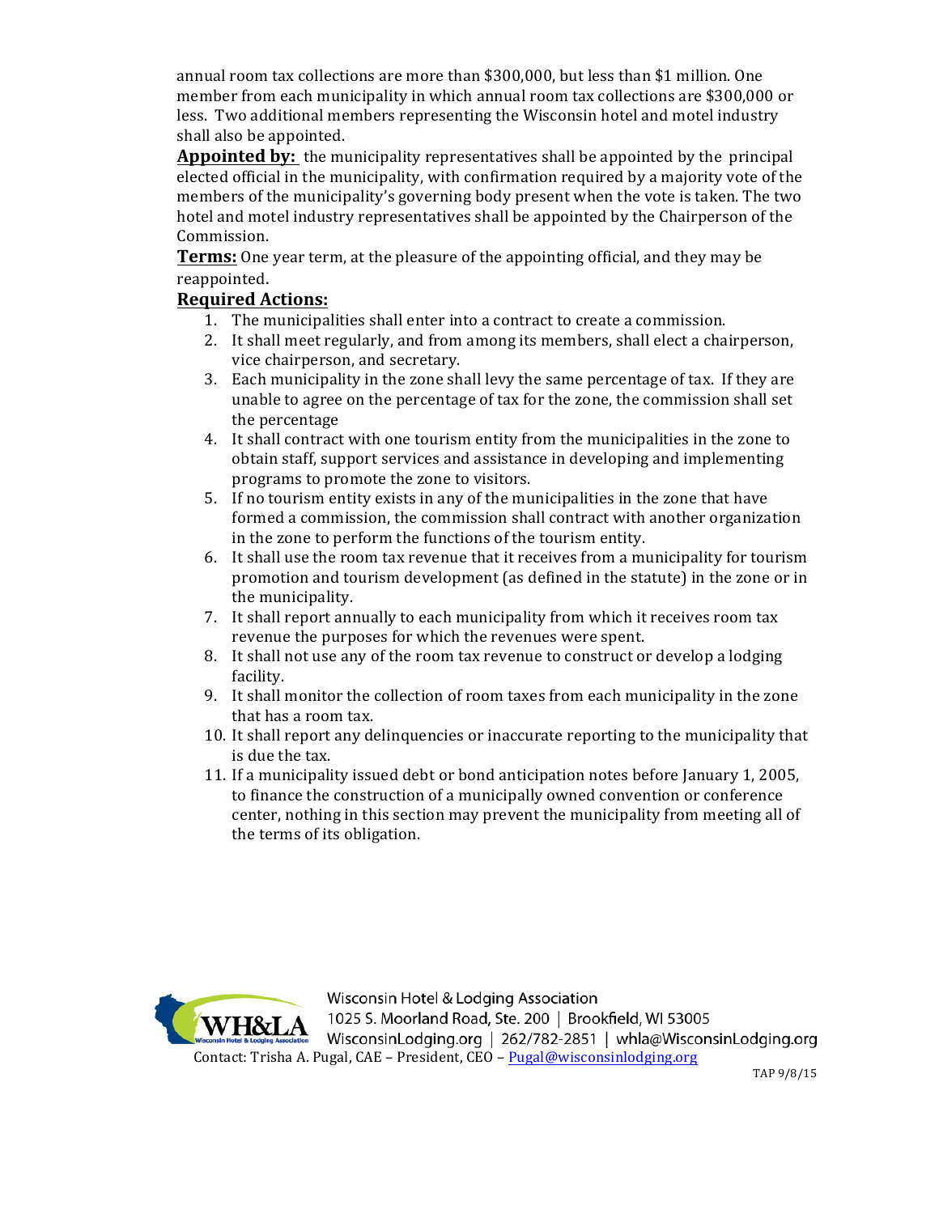annual room tax collections are more than $300,000, but less than $1 million. One member from each municipality in which annual room tax collections are $300,000 or less. Two additional members representing the Wisconsin hotel and motel industry shall also be appointed.

**Appointed by:** the municipality representatives shall be appointed by the principal elected official in the municipality, with confirmation required by a majority vote of the members of the municipality's governing body present when the vote is taken. The two hotel and motel industry representatives shall be appointed by the Chairperson of the Commission.

**Terms:** One year term, at the pleasure of the appointing official, and they may be reappointed.

**Required Actions:**

1. The municipalities shall enter into a contract to create a commission.
2. It shall meet regularly, and from among its members, shall elect a chairperson, vice chairperson, and secretary.
3. Each municipality in the zone shall levy the same percentage of tax. If they are unable to agree on the percentage of tax for the zone, the commission shall set the percentage
4. It shall contract with one tourism entity from the municipalities in the zone to obtain staff, support services and assistance in developing and implementing programs to promote the zone to visitors.
5. If no tourism entity exists in any of the municipalities in the zone that have formed a commission, the commission shall contract with another organization in the zone to perform the functions of the tourism entity.
6. It shall use the room tax revenue that it receives from a municipality for tourism promotion and tourism development (as defined in the statute) in the zone or in the municipality.
7. It shall report annually to each municipality from which it receives room tax revenue the purposes for which the revenues were spent.
8. It shall not use any of the room tax revenue to construct or develop a lodging facility.
9. It shall monitor the collection of room taxes from each municipality in the zone that has a room tax.
10. It shall report any delinquencies or inaccurate reporting to the municipality that is due the tax.
11. If a municipality issued debt or bond anticipation notes before January 1, 2005, to finance the construction of a municipally owned convention or conference center, nothing in this section may prevent the municipality from meeting all of the terms of its obligation.

Wisconsin Hotel & Lodging Association
1025 S. Moorland Road, Ste. 200 | Brookfield, WI 53005
WisconsinLodging.org | 262/782-2851 | whla@WisconsinLodging.org
Contact: Trisha A. Pugal, CAE – President, CEO – Pugal@wisconsinlodging.org

TAP 9/8/15